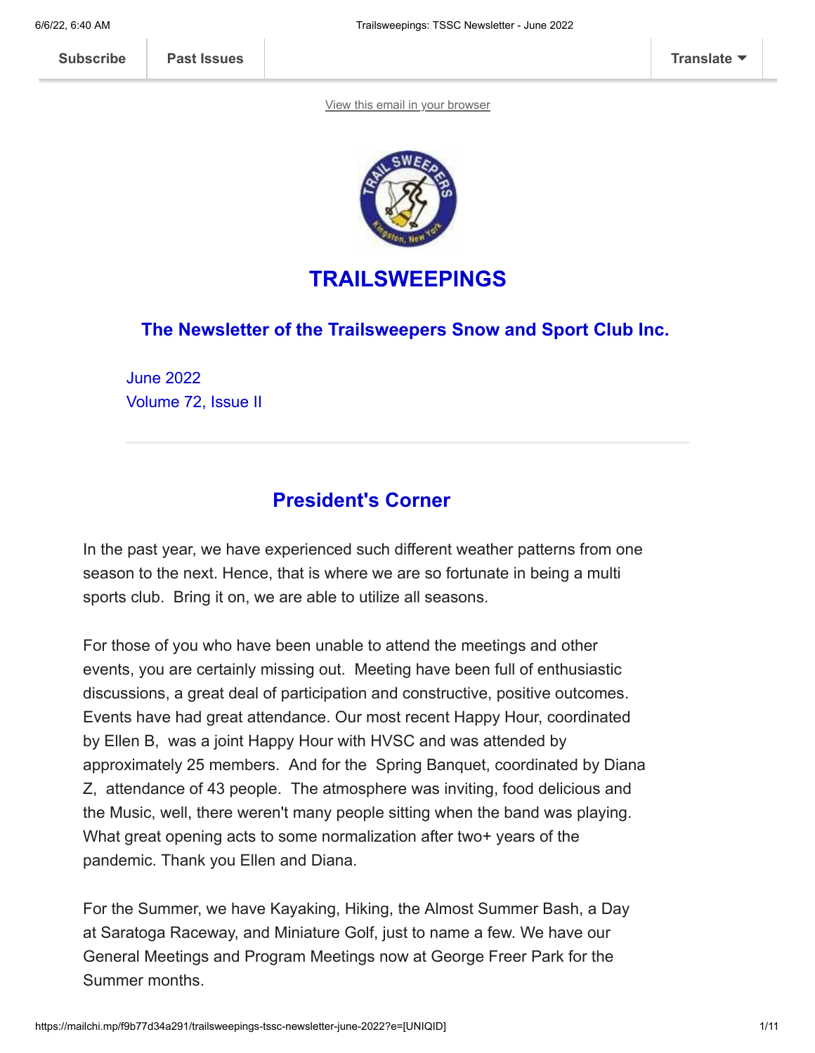Subscribe | Past Issues | Translate

View this email in your browser

# TRAILSWEEPINGS

## The Newsletter of the Trailsweepers Snow and Sport Club Inc.

June 2022
Volume 72, Issue II

---

## President's Corner

In the past year, we have experienced such different weather patterns from one season to the next. Hence, that is where we are so fortunate in being a multi sports club. Bring it on, we are able to utilize all seasons.

For those of you who have been unable to attend the meetings and other events, you are certainly missing out. Meeting have been full of enthusiastic discussions, a great deal of participation and constructive, positive outcomes. Events have had great attendance. Our most recent Happy Hour, coordinated by Ellen B, was a joint Happy Hour with HVSC and was attended by approximately 25 members. And for the Spring Banquet, coordinated by Diana Z, attendance of 43 people. The atmosphere was inviting, food delicious and the Music, well, there weren't many people sitting when the band was playing. What great opening acts to some normalization after two+ years of the pandemic. Thank you Ellen and Diana.

For the Summer, we have Kayaking, Hiking, the Almost Summer Bash, a Day at Saratoga Raceway, and Miniature Golf, just to name a few. We have our General Meetings and Program Meetings now at George Freer Park for the Summer months.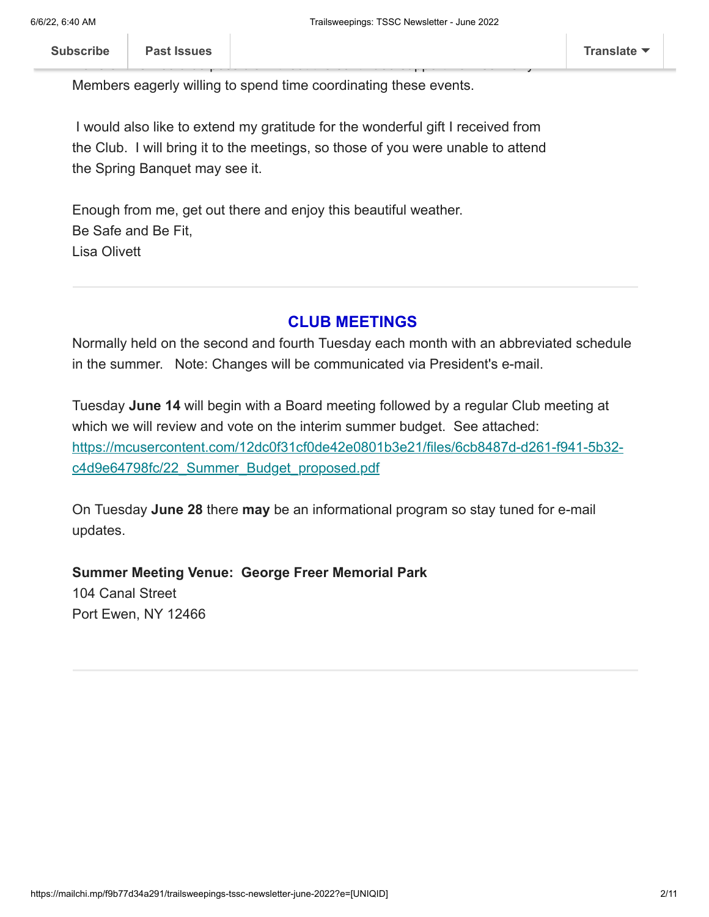Members eagerly willing to spend time coordinating these events.

I would also like to extend my gratitude for the wonderful gift I received from the Club. I will bring it to the meetings, so those of you were unable to attend the Spring Banquet may see it.

Enough from me, get out there and enjoy this beautiful weather.
Be Safe and Be Fit,
Lisa Olivett

---

## CLUB MEETINGS

Normally held on the second and fourth Tuesday each month with an abbreviated schedule in the summer. Note: Changes will be communicated via President's e-mail.

Tuesday **June 14** will begin with a Board meeting followed by a regular Club meeting at which we will review and vote on the interim summer budget. See attached: https://mcusercontent.com/12dc0f31cf0de42e0801b3e21/files/6cb8487d-d261-f941-5b32-c4d9e64798fc/22_Summer_Budget_proposed.pdf

On Tuesday **June 28** there **may** be an informational program so stay tuned for e-mail updates.

**Summer Meeting Venue: George Freer Memorial Park**
104 Canal Street
Port Ewen, NY 12466

---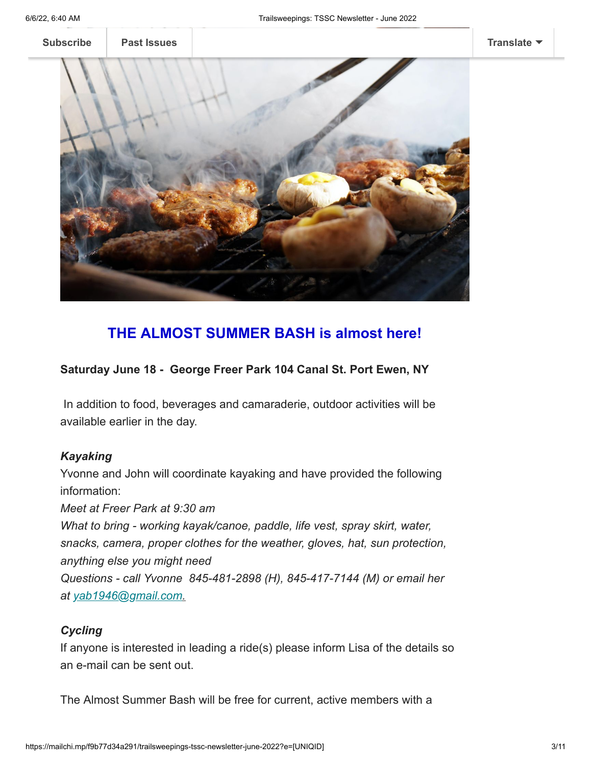Subscribe | Past Issues | Translate

## THE ALMOST SUMMER BASH is almost here!

**Saturday June 18 - George Freer Park 104 Canal St. Port Ewen, NY**

In addition to food, beverages and camaraderie, outdoor activities will be available earlier in the day.

***Kayaking***

Yvonne and John will coordinate kayaking and have provided the following information:

*Meet at Freer Park at 9:30 am*

*What to bring - working kayak/canoe, paddle, life vest, spray skirt, water, snacks, camera, proper clothes for the weather, gloves, hat, sun protection, anything else you might need*

*Questions - call Yvonne 845-481-2898 (H), 845-417-7144 (M) or email her at yab1946@gmail.com.*

***Cycling***

If anyone is interested in leading a ride(s) please inform Lisa of the details so an e-mail can be sent out.

The Almost Summer Bash will be free for current, active members with a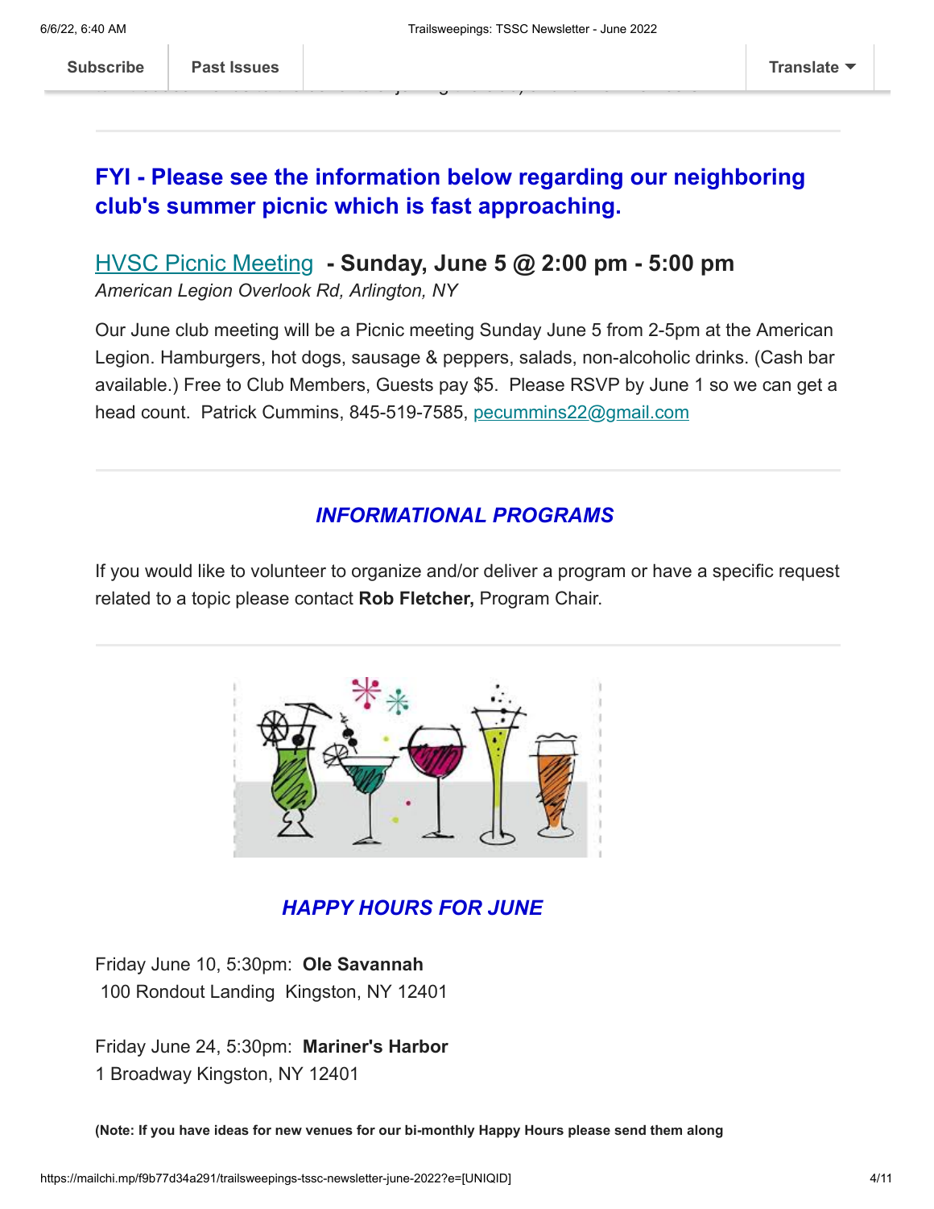Subscribe | Past Issues | Translate

---

## FYI - Please see the information below regarding our neighboring club's summer picnic which is fast approaching.

### HVSC Picnic Meeting - Sunday, June 5 @ 2:00 pm - 5:00 pm

*American Legion Overlook Rd, Arlington, NY*

Our June club meeting will be a Picnic meeting Sunday June 5 from 2-5pm at the American Legion. Hamburgers, hot dogs, sausage & peppers, salads, non-alcoholic drinks. (Cash bar available.) Free to Club Members, Guests pay $5. Please RSVP by June 1 so we can get a head count. Patrick Cummins, 845-519-7585, pecummins22@gmail.com

---

## *INFORMATIONAL PROGRAMS*

If you would like to volunteer to organize and/or deliver a program or have a specific request related to a topic please contact **Rob Fletcher,** Program Chair.

---

## *HAPPY HOURS FOR JUNE*

Friday June 10, 5:30pm: **Ole Savannah**
100 Rondout Landing Kingston, NY 12401

Friday June 24, 5:30pm: **Mariner's Harbor**
1 Broadway Kingston, NY 12401

**(Note: If you have ideas for new venues for our bi-monthly Happy Hours please send them along**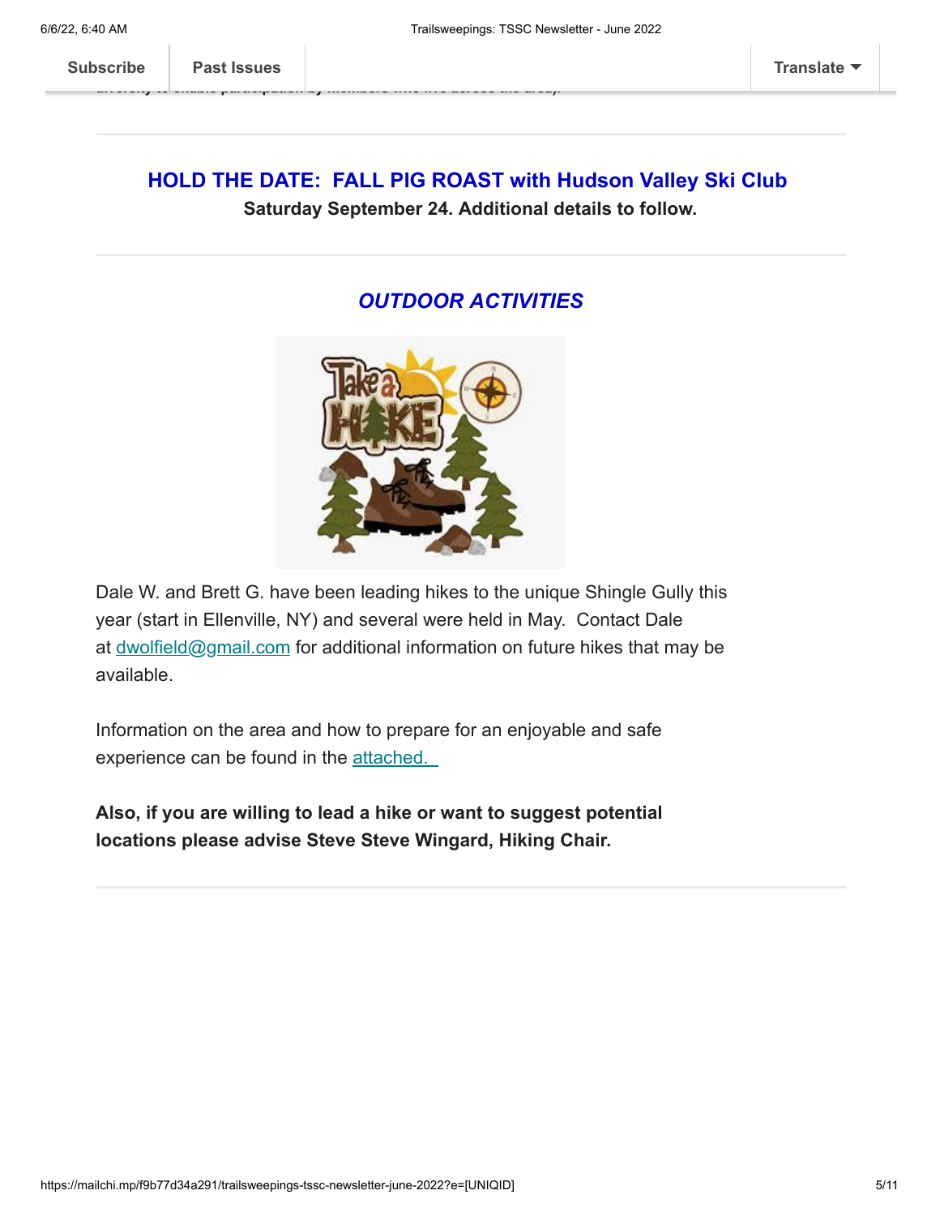## HOLD THE DATE: FALL PIG ROAST with Hudson Valley Ski Club

**Saturday September 24. Additional details to follow.**

## *OUTDOOR ACTIVITIES*

Dale W. and Brett G. have been leading hikes to the unique Shingle Gully this year (start in Ellenville, NY) and several were held in May. Contact Dale at dwolfield@gmail.com for additional information on future hikes that may be available.

Information on the area and how to prepare for an enjoyable and safe experience can be found in the attached.

**Also, if you are willing to lead a hike or want to suggest potential locations please advise Steve Steve Wingard, Hiking Chair.**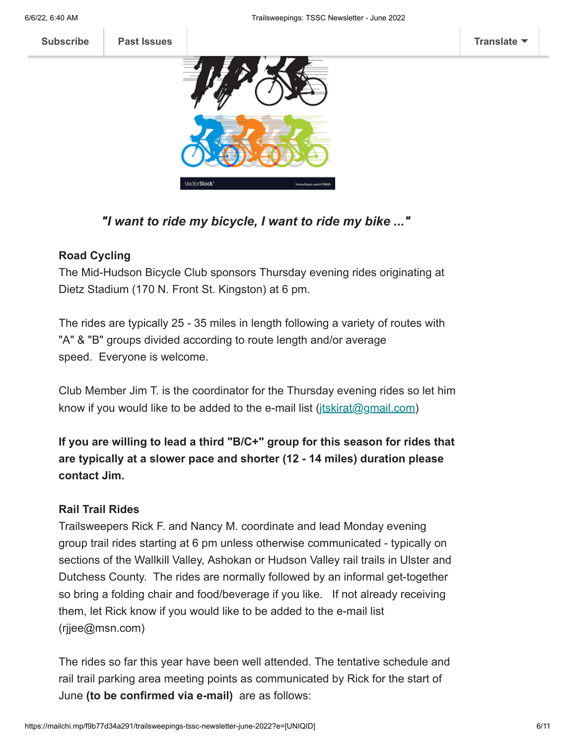***"I want to ride my bicycle, I want to ride my bike ..."***

**Road Cycling**

The Mid-Hudson Bicycle Club sponsors Thursday evening rides originating at Dietz Stadium (170 N. Front St. Kingston) at 6 pm.

The rides are typically 25 - 35 miles in length following a variety of routes with "A" & "B" groups divided according to route length and/or average speed. Everyone is welcome.

Club Member Jim T. is the coordinator for the Thursday evening rides so let him know if you would like to be added to the e-mail list (jtskirat@gmail.com)

**If you are willing to lead a third "B/C+" group for this season for rides that are typically at a slower pace and shorter (12 - 14 miles) duration please contact Jim.**

**Rail Trail Rides**

Trailsweepers Rick F. and Nancy M. coordinate and lead Monday evening group trail rides starting at 6 pm unless otherwise communicated - typically on sections of the Wallkill Valley, Ashokan or Hudson Valley rail trails in Ulster and Dutchess County. The rides are normally followed by an informal get-together so bring a folding chair and food/beverage if you like. If not already receiving them, let Rick know if you would like to be added to the e-mail list (rjjee@msn.com)

The rides so far this year have been well attended. The tentative schedule and rail trail parking area meeting points as communicated by Rick for the start of June **(to be confirmed via e-mail)** are as follows: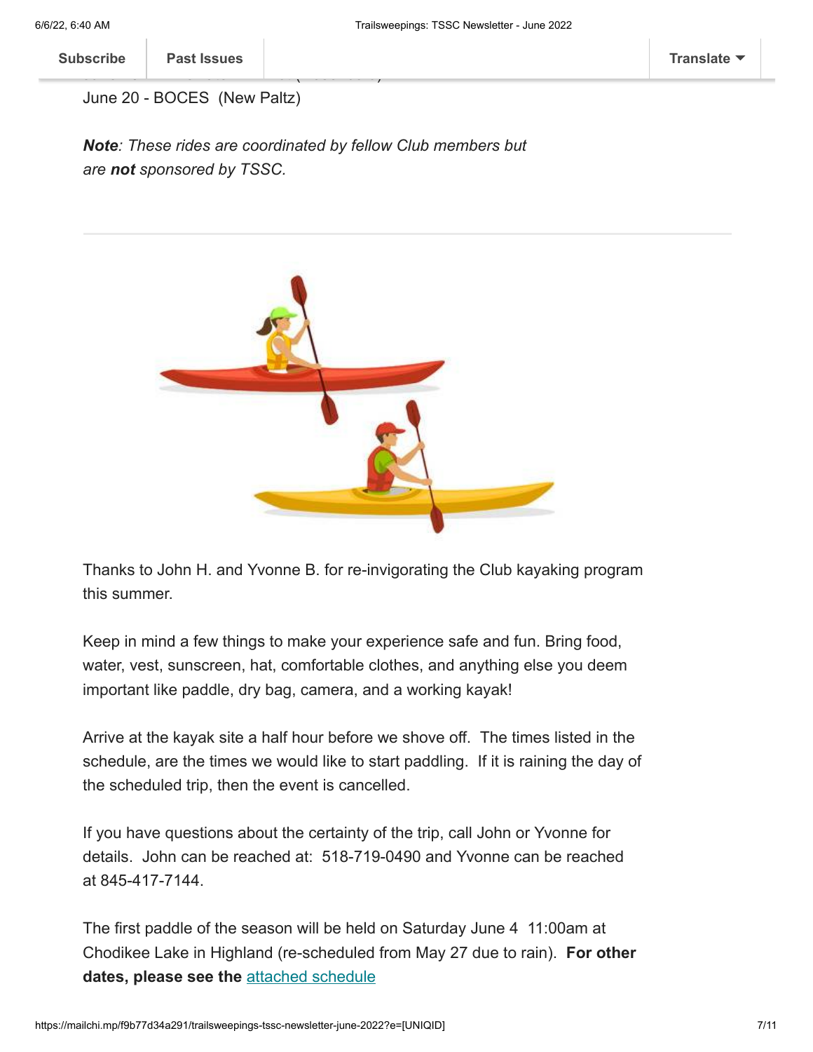June 20 - BOCES  (New Paltz)

***Note**: These rides are coordinated by fellow Club members but are **not** sponsored by TSSC.*

---

Thanks to John H. and Yvonne B. for re-invigorating the Club kayaking program this summer.

Keep in mind a few things to make your experience safe and fun. Bring food, water, vest, sunscreen, hat, comfortable clothes, and anything else you deem important like paddle, dry bag, camera, and a working kayak!

Arrive at the kayak site a half hour before we shove off.  The times listed in the schedule, are the times we would like to start paddling.  If it is raining the day of the scheduled trip, then the event is cancelled.

If you have questions about the certainty of the trip, call John or Yvonne for details.  John can be reached at:  518-719-0490 and Yvonne can be reached at 845-417-7144.

The first paddle of the season will be held on Saturday June 4  11:00am at Chodikee Lake in Highland (re-scheduled from May 27 due to rain).  **For other dates, please see the** [attached schedule]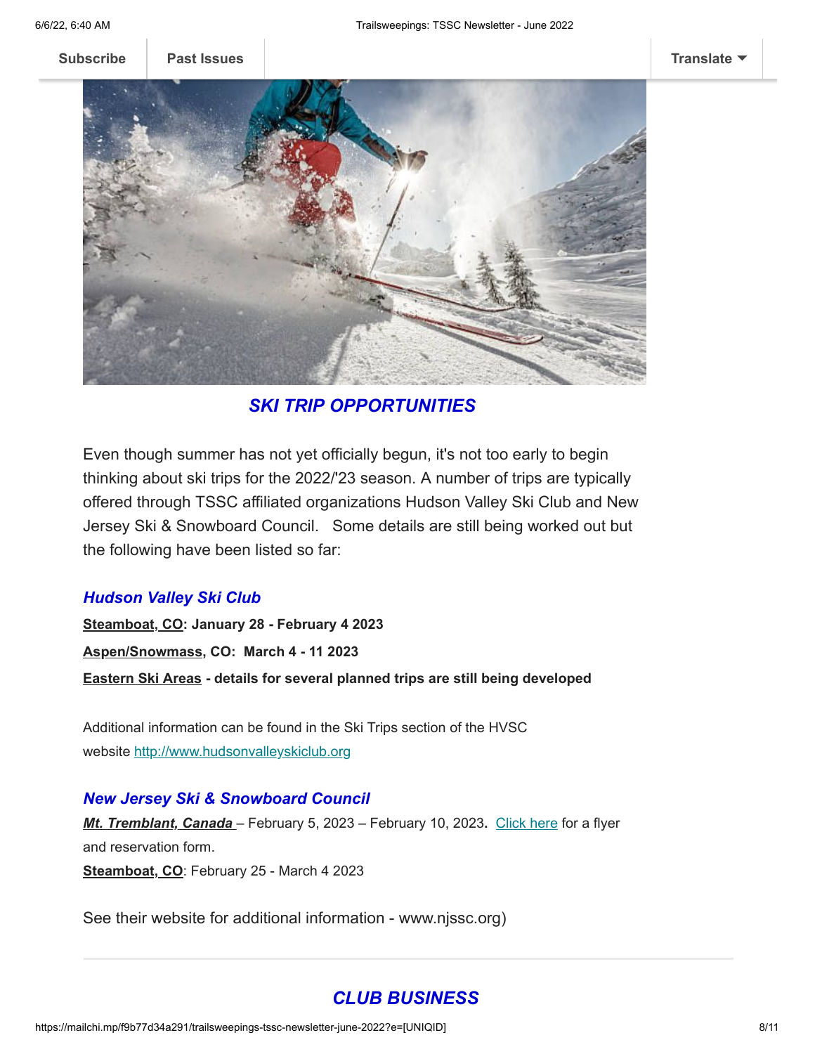## *SKI TRIP OPPORTUNITIES*

Even though summer has not yet officially begun, it's not too early to begin thinking about ski trips for the 2022/'23 season. A number of trips are typically offered through TSSC affiliated organizations Hudson Valley Ski Club and New Jersey Ski & Snowboard Council. Some details are still being worked out but the following have been listed so far:

### *Hudson Valley Ski Club*

**Steamboat, CO: January 28 - February 4 2023**

**Aspen/Snowmass, CO: March 4 - 11 2023**

**Eastern Ski Areas - details for several planned trips are still being developed**

Additional information can be found in the Ski Trips section of the HVSC website http://www.hudsonvalleyskiclub.org

### *New Jersey Ski & Snowboard Council*

***Mt. Tremblant, Canada*** – February 5, 2023 – February 10, 2023**.** Click here for a flyer and reservation form.

**Steamboat, CO**: February 25 - March 4 2023

See their website for additional information - www.njssc.org)

---

## *CLUB BUSINESS*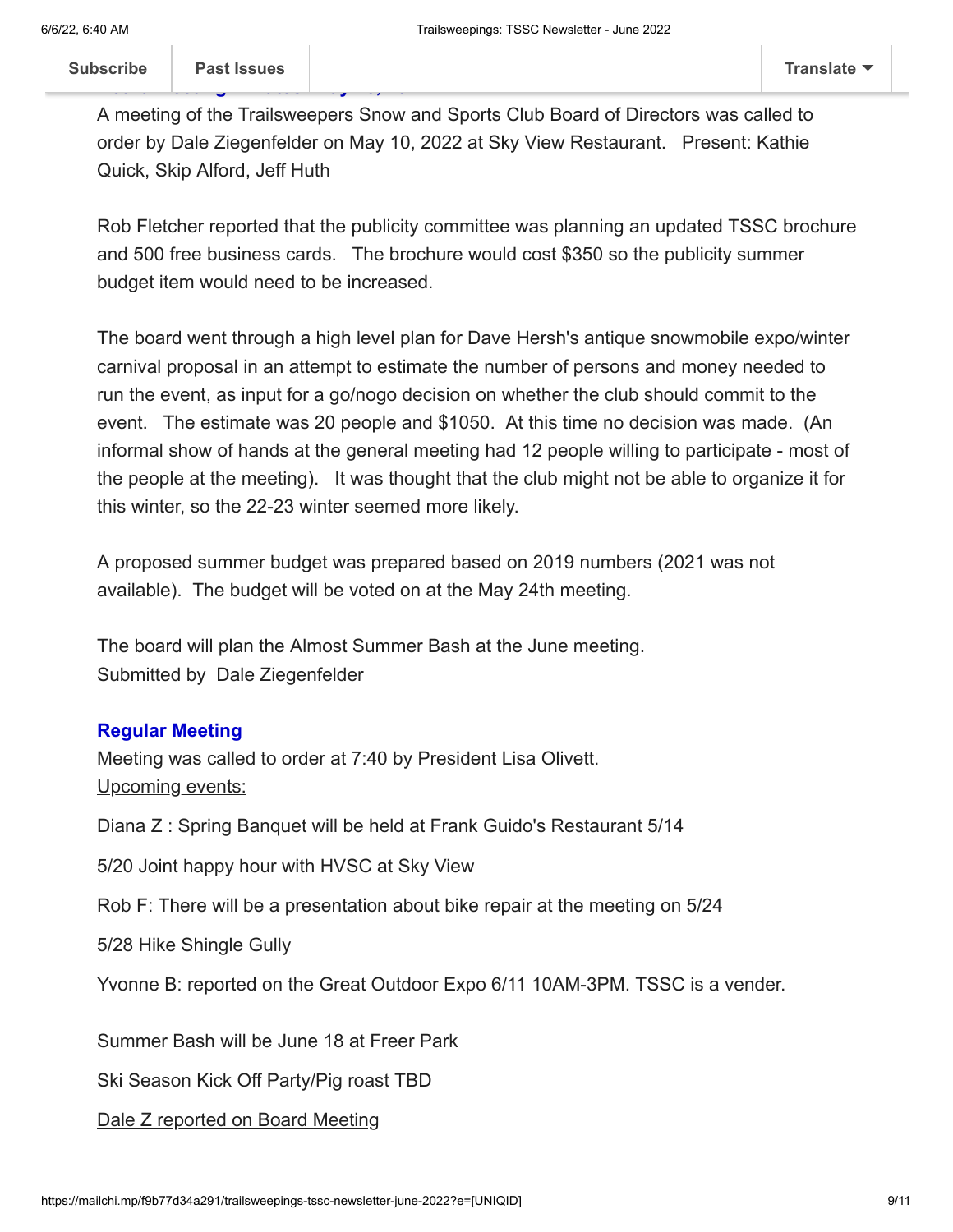A meeting of the Trailsweepers Snow and Sports Club Board of Directors was called to order by Dale Ziegenfelder on May 10, 2022 at Sky View Restaurant. Present: Kathie Quick, Skip Alford, Jeff Huth

Rob Fletcher reported that the publicity committee was planning an updated TSSC brochure and 500 free business cards. The brochure would cost $350 so the publicity summer budget item would need to be increased.

The board went through a high level plan for Dave Hersh's antique snowmobile expo/winter carnival proposal in an attempt to estimate the number of persons and money needed to run the event, as input for a go/nogo decision on whether the club should commit to the event. The estimate was 20 people and $1050. At this time no decision was made. (An informal show of hands at the general meeting had 12 people willing to participate - most of the people at the meeting). It was thought that the club might not be able to organize it for this winter, so the 22-23 winter seemed more likely.

A proposed summer budget was prepared based on 2019 numbers (2021 was not available). The budget will be voted on at the May 24th meeting.

The board will plan the Almost Summer Bash at the June meeting.
Submitted by Dale Ziegenfelder

### Regular Meeting

Meeting was called to order at 7:40 by President Lisa Olivett.
Upcoming events:

Diana Z : Spring Banquet will be held at Frank Guido's Restaurant 5/14

5/20 Joint happy hour with HVSC at Sky View

Rob F: There will be a presentation about bike repair at the meeting on 5/24

5/28 Hike Shingle Gully

Yvonne B: reported on the Great Outdoor Expo 6/11 10AM-3PM. TSSC is a vender.

Summer Bash will be June 18 at Freer Park

Ski Season Kick Off Party/Pig roast TBD

Dale Z reported on Board Meeting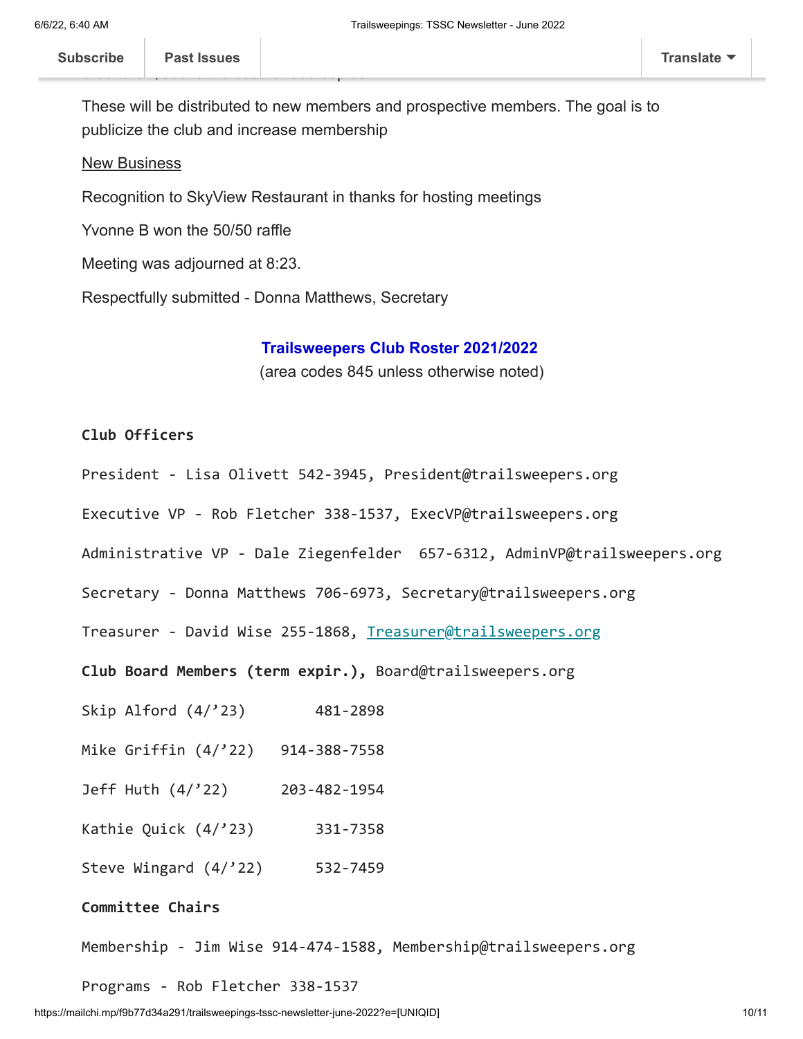These will be distributed to new members and prospective members. The goal is to publicize the club and increase membership

<u>New Business</u>

Recognition to SkyView Restaurant in thanks for hosting meetings

Yvonne B won the 50/50 raffle

Meeting was adjourned at 8:23.

Respectfully submitted - Donna Matthews, Secretary

## Trailsweepers Club Roster 2021/2022

(area codes 845 unless otherwise noted)

**Club Officers**

President - Lisa Olivett 542-3945, President@trailsweepers.org

Executive VP - Rob Fletcher 338-1537, ExecVP@trailsweepers.org

Administrative VP - Dale Ziegenfelder 657-6312, AdminVP@trailsweepers.org

Secretary - Donna Matthews 706-6973, Secretary@trailsweepers.org

Treasurer - David Wise 255-1868, Treasurer@trailsweepers.org

**Club Board Members (term expir.),** Board@trailsweepers.org

Skip Alford (4/’23) 481-2898

Mike Griffin (4/’22) 914-388-7558

Jeff Huth (4/’22) 203-482-1954

Kathie Quick (4/’23) 331-7358

Steve Wingard (4/’22) 532-7459

**Committee Chairs**

Membership - Jim Wise 914-474-1588, Membership@trailsweepers.org

Programs - Rob Fletcher 338-1537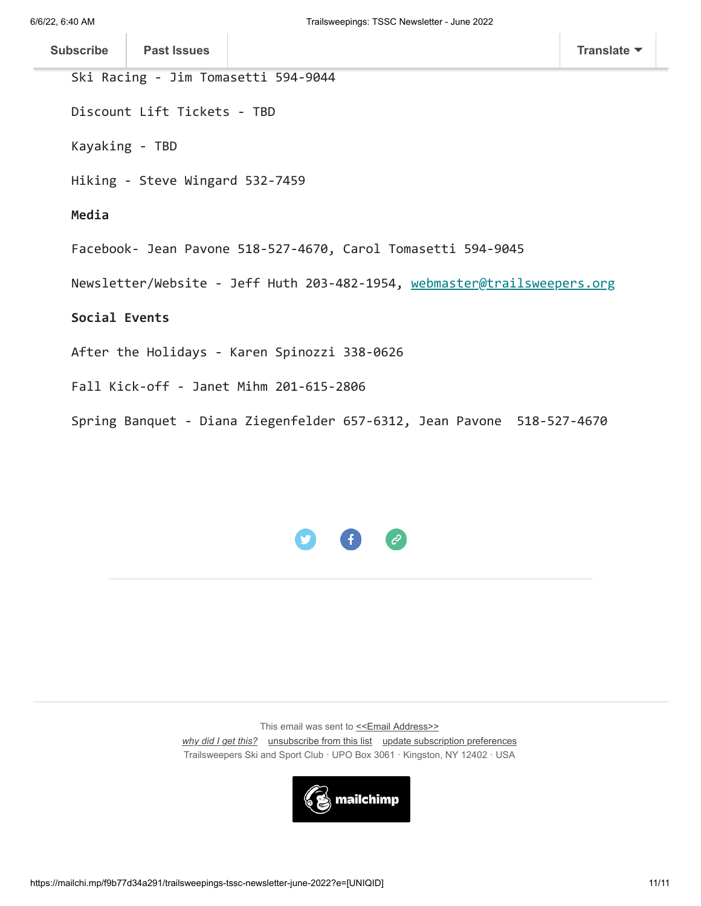Ski Racing - Jim Tomasetti 594-9044

Discount Lift Tickets - TBD

Kayaking - TBD

Hiking - Steve Wingard 532-7459

**Media**

Facebook- Jean Pavone 518-527-4670, Carol Tomasetti 594-9045

Newsletter/Website - Jeff Huth 203-482-1954, webmaster@trailsweepers.org

**Social Events**

After the Holidays - Karen Spinozzi 338-0626

Fall Kick-off - Janet Mihm 201-615-2806

Spring Banquet - Diana Ziegenfelder 657-6312, Jean Pavone 518-527-4670

This email was sent to <<Email Address>>

*why did I get this?* unsubscribe from this list update subscription preferences

Trailsweepers Ski and Sport Club · UPO Box 3061 · Kingston, NY 12402 · USA